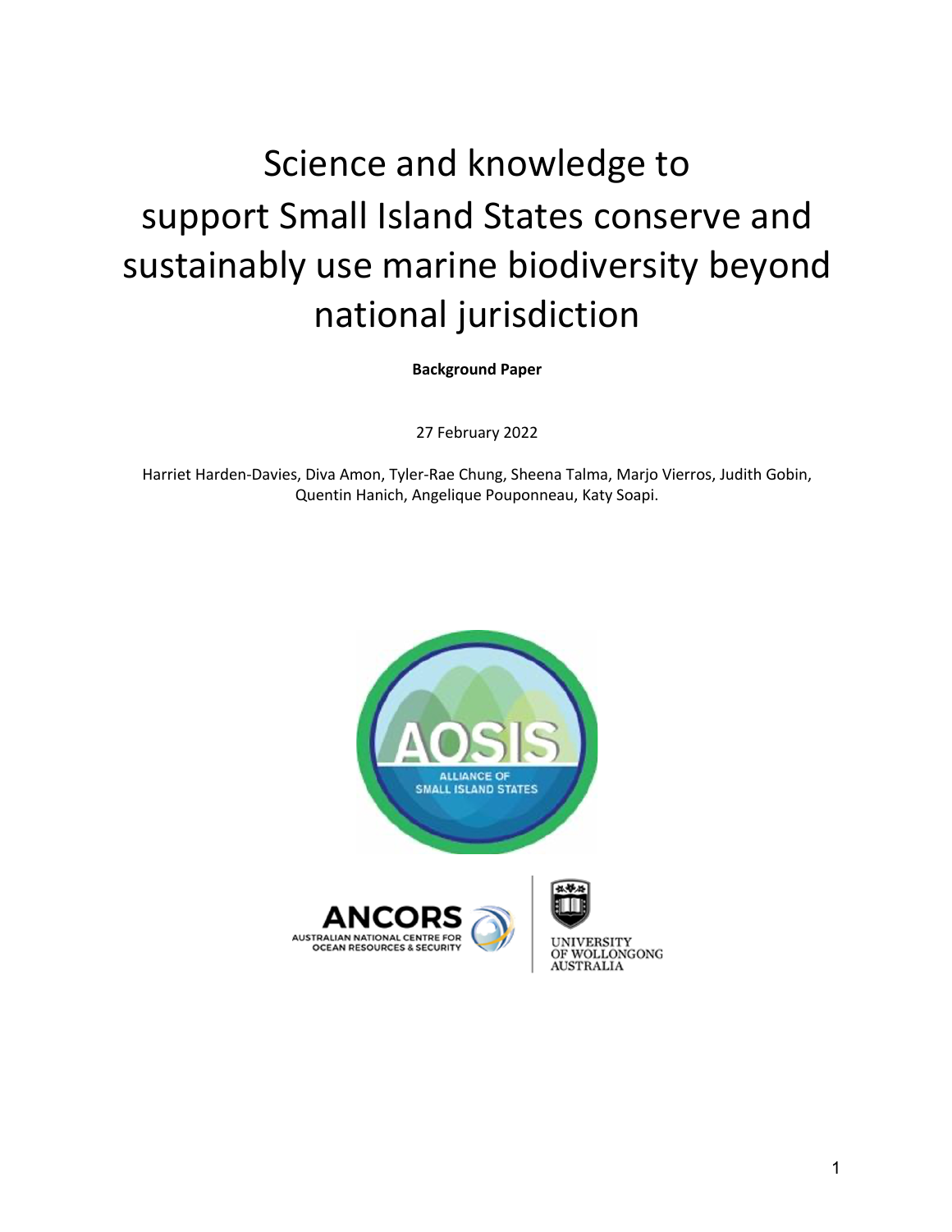# Science and knowledge to support Small Island States conserve and sustainably use marine biodiversity beyond national jurisdiction

**Background Paper**

27 February 2022

Harriet Harden-Davies, Diva Amon, Tyler-Rae Chung, Sheena Talma, Marjo Vierros, Judith Gobin, Quentin Hanich, Angelique Pouponneau, Katy Soapi.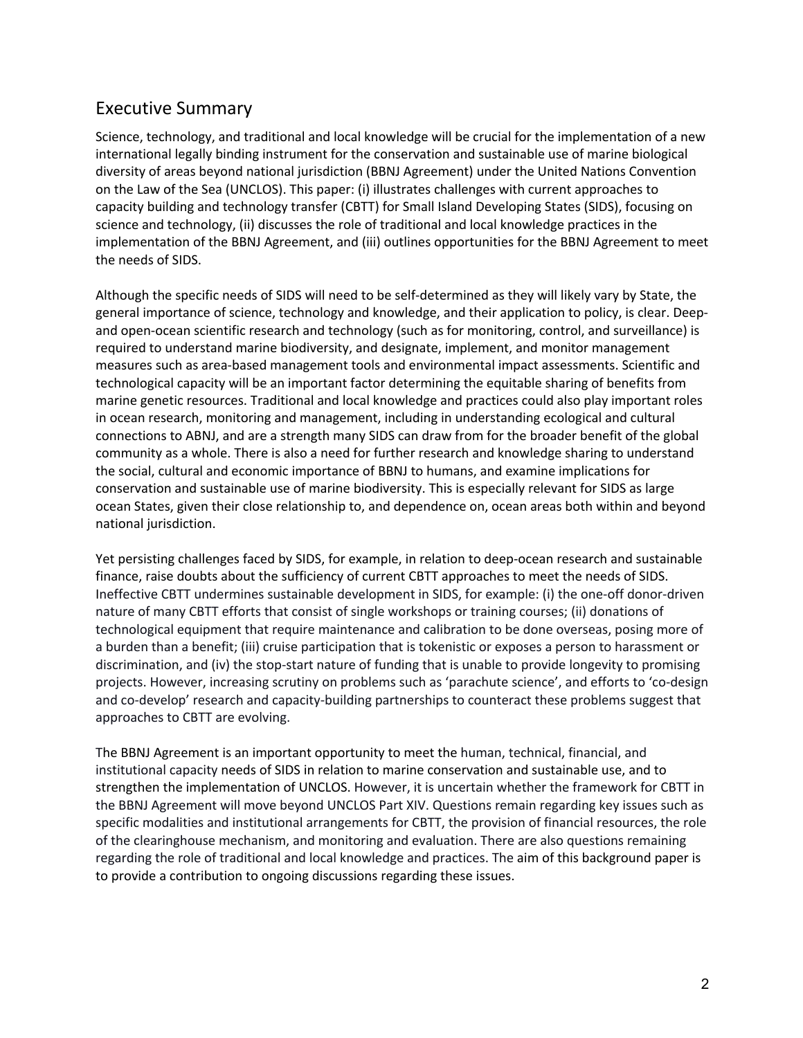## Executive Summary

Science, technology, and traditional and local knowledge will be crucial for the implementation of a new international legally binding instrument for the conservation and sustainable use of marine biological diversity of areas beyond national jurisdiction (BBNJ Agreement) under the United Nations Convention on the Law of the Sea (UNCLOS). This paper: (i) illustrates challenges with current approaches to capacity building and technology transfer (CBTT) for Small Island Developing States (SIDS), focusing on science and technology, (ii) discusses the role of traditional and local knowledge practices in the implementation of the BBNJ Agreement, and (iii) outlines opportunities for the BBNJ Agreement to meet the needs of SIDS.

Although the specific needs of SIDS will need to be self-determined as they will likely vary by State, the general importance of science, technology and knowledge, and their application to policy, is clear. Deep- and open-ocean scientific research and technology (such as for monitoring, control, and surveillance) is required to understand marine biodiversity, and designate, implement, and monitor management measures such as area-based management tools and environmental impact assessments. Scientific and technological capacity will be an important factor determining the equitable sharing of benefits from marine genetic resources. Traditional and local knowledge and practices could also play important roles in ocean research, monitoring and management, including in understanding ecological and cultural connections to ABNJ, and are a strength many SIDS can draw from for the broader benefit of the global community as a whole. There is also a need for further research and knowledge sharing to understand the social, cultural and economic importance of BBNJ to humans, and examine implications for conservation and sustainable use of marine biodiversity. This is especially relevant for SIDS as large ocean States, given their close relationship to, and dependence on, ocean areas both within and beyond national jurisdiction.

Yet persisting challenges faced by SIDS, for example, in relation to deep-ocean research and sustainable finance, raise doubts about the sufficiency of current CBTT approaches to meet the needs of SIDS. Ineffective CBTT undermines sustainable development in SIDS, for example: (i) the one-off donor-driven nature of many CBTT efforts that consist of single workshops or training courses; (ii) donations of technological equipment that require maintenance and calibration to be done overseas, posing more of a burden than a benefit; (iii) cruise participation that is tokenistic or exposes a person to harassment or discrimination, and (iv) the stop-start nature of funding that is unable to provide longevity to promising projects. However, increasing scrutiny on problems such as 'parachute science', and efforts to 'co-design and co-develop' research and capacity-building partnerships to counteract these problems suggest that approaches to CBTT are evolving.

The BBNJ Agreement is an important opportunity to meet the human, technical, financial, and institutional capacity needs of SIDS in relation to marine conservation and sustainable use, and to strengthen the implementation of UNCLOS. However, it is uncertain whether the framework for CBTT in the BBNJ Agreement will move beyond UNCLOS Part XIV. Questions remain regarding key issues such as specific modalities and institutional arrangements for CBTT, the provision of financial resources, the role of the clearinghouse mechanism, and monitoring and evaluation. There are also questions remaining regarding the role of traditional and local knowledge and practices. The aim of this background paper is to provide a contribution to ongoing discussions regarding these issues.